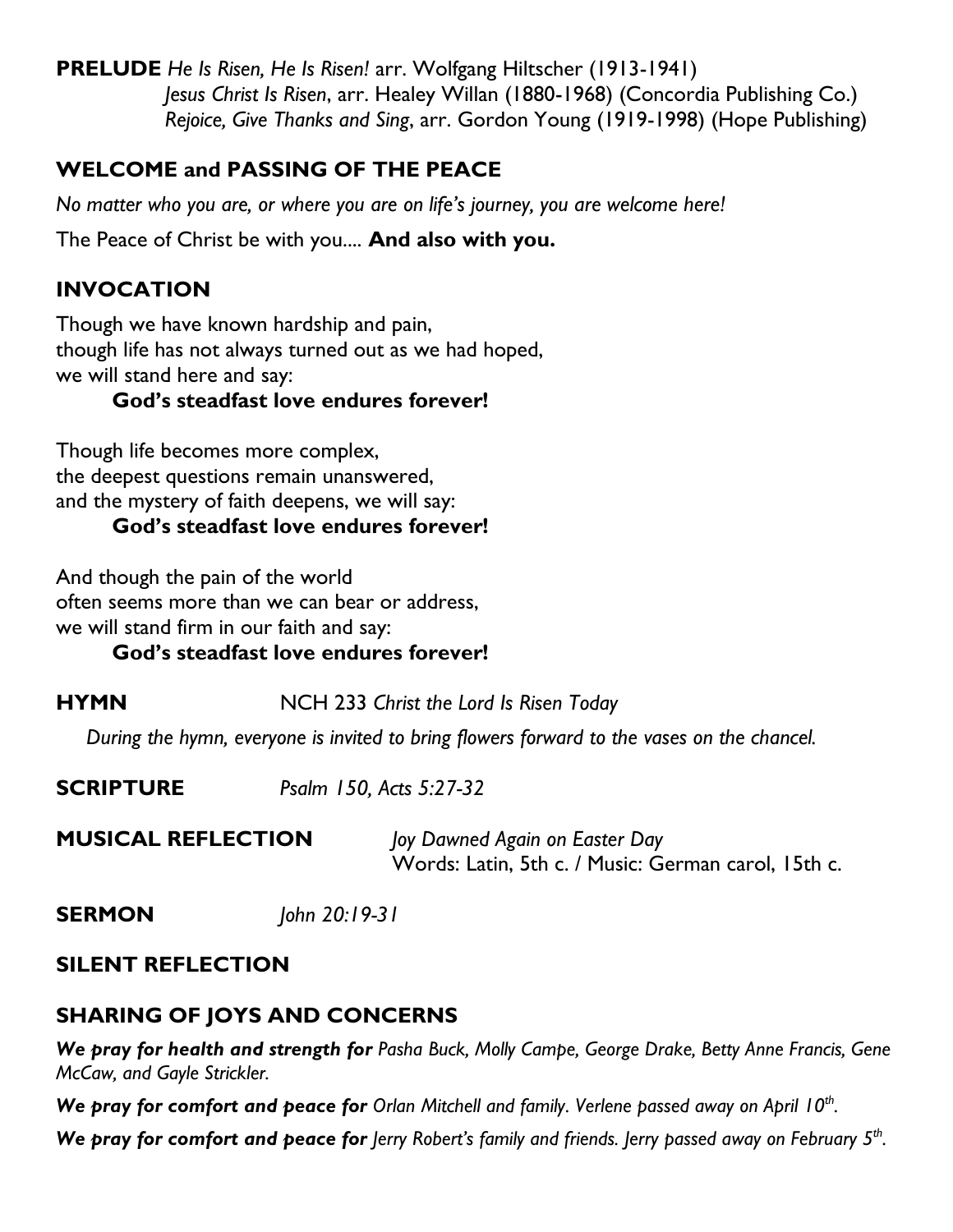**PRELUDE** *He Is Risen, He Is Risen!* arr. Wolfgang Hiltscher (1913-1941)
*Jesus Christ Is Risen*, arr. Healey Willan (1880-1968) (Concordia Publishing Co.)
*Rejoice, Give Thanks and Sing*, arr. Gordon Young (1919-1998) (Hope Publishing)

## WELCOME and PASSING OF THE PEACE

*No matter who you are, or where you are on life's journey, you are welcome here!*

The Peace of Christ be with you.... **And also with you.**

## INVOCATION

Though we have known hardship and pain,
though life has not always turned out as we had hoped,
we will stand here and say:
**God's steadfast love endures forever!**

Though life becomes more complex,
the deepest questions remain unanswered,
and the mystery of faith deepens, we will say:
**God's steadfast love endures forever!**

And though the pain of the world
often seems more than we can bear or address,
we will stand firm in our faith and say:
**God's steadfast love endures forever!**

**HYMN** NCH 233 *Christ the Lord Is Risen Today*

*During the hymn, everyone is invited to bring flowers forward to the vases on the chancel.*

**SCRIPTURE** *Psalm 150, Acts 5:27-32*

**MUSICAL REFLECTION** *Joy Dawned Again on Easter Day*
Words: Latin, 5th c. / Music: German carol, 15th c.

**SERMON** *John 20:19-31*

## SILENT REFLECTION

## SHARING OF JOYS AND CONCERNS

***We pray for health and strength for*** *Pasha Buck, Molly Campe, George Drake, Betty Anne Francis, Gene McCaw, and Gayle Strickler.*

***We pray for comfort and peace for*** *Orlan Mitchell and family. Verlene passed away on April 10th.*

***We pray for comfort and peace for*** *Jerry Robert's family and friends. Jerry passed away on February 5th.*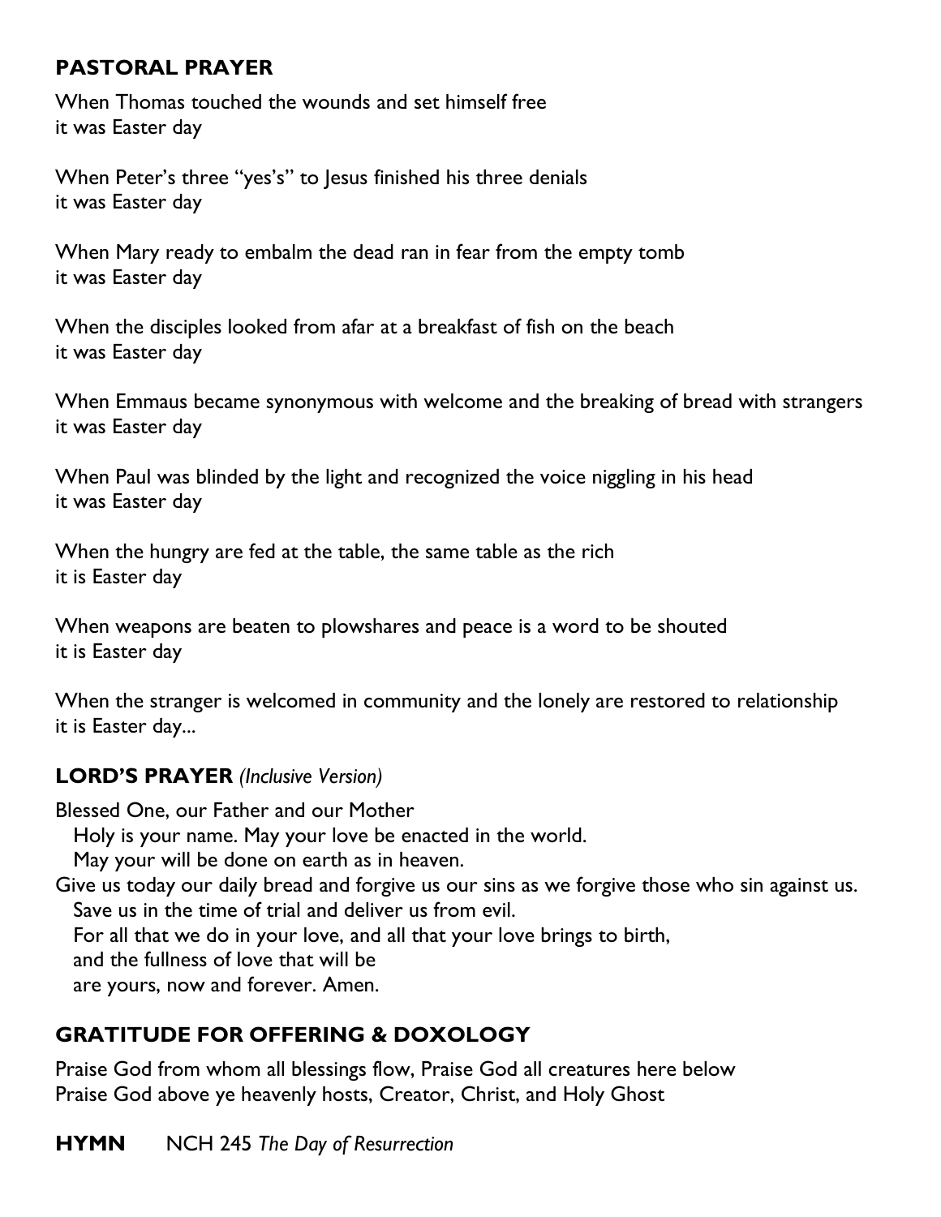## PASTORAL PRAYER

When Thomas touched the wounds and set himself free
it was Easter day

When Peter's three "yes's" to Jesus finished his three denials
it was Easter day

When Mary ready to embalm the dead ran in fear from the empty tomb
it was Easter day

When the disciples looked from afar at a breakfast of fish on the beach
it was Easter day

When Emmaus became synonymous with welcome and the breaking of bread with strangers
it was Easter day

When Paul was blinded by the light and recognized the voice niggling in his head
it was Easter day

When the hungry are fed at the table, the same table as the rich
it is Easter day

When weapons are beaten to plowshares and peace is a word to be shouted
it is Easter day

When the stranger is welcomed in community and the lonely are restored to relationship
it is Easter day...

## LORD'S PRAYER *(Inclusive Version)*

Blessed One, our Father and our Mother
Holy is your name. May your love be enacted in the world.
May your will be done on earth as in heaven.
Give us today our daily bread and forgive us our sins as we forgive those who sin against us.
Save us in the time of trial and deliver us from evil.
For all that we do in your love, and all that your love brings to birth,
and the fullness of love that will be
are yours, now and forever. Amen.

## GRATITUDE FOR OFFERING & DOXOLOGY

Praise God from whom all blessings flow, Praise God all creatures here below
Praise God above ye heavenly hosts, Creator, Christ, and Holy Ghost

**HYMN** NCH 245 *The Day of Resurrection*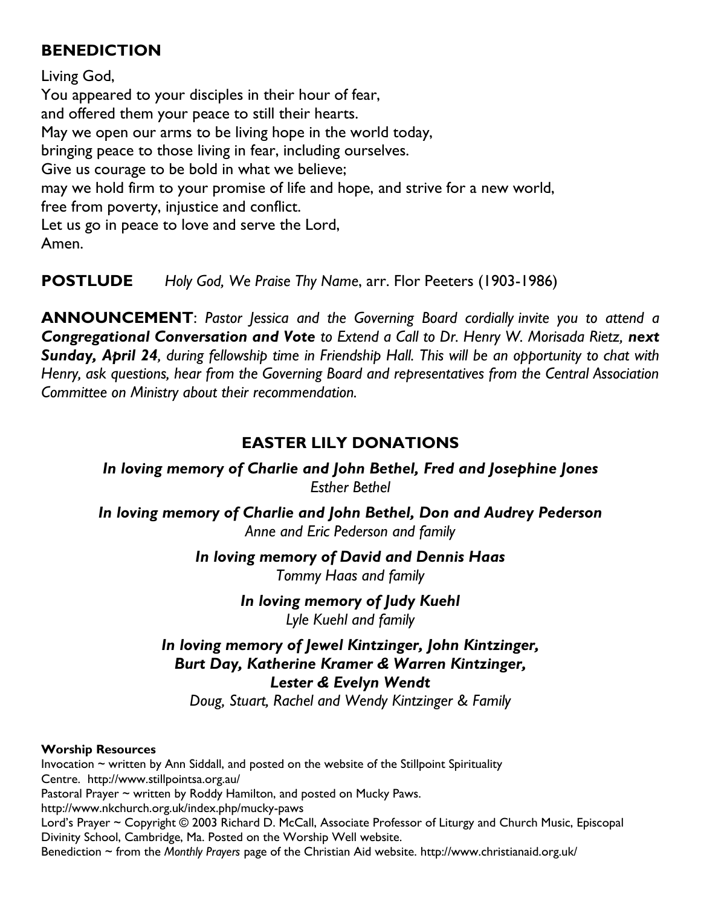## BENEDICTION

Living God,
You appeared to your disciples in their hour of fear,
and offered them your peace to still their hearts.
May we open our arms to be living hope in the world today,
bringing peace to those living in fear, including ourselves.
Give us courage to be bold in what we believe;
may we hold firm to your promise of life and hope, and strive for a new world,
free from poverty, injustice and conflict.
Let us go in peace to love and serve the Lord,
Amen.

**POSTLUDE** *Holy God, We Praise Thy Name*, arr. Flor Peeters (1903-1986)

**ANNOUNCEMENT**: *Pastor Jessica and the Governing Board cordially invite you to attend a* ***Congregational Conversation and Vote*** *to Extend a Call to Dr. Henry W. Morisada Rietz,* ***next Sunday, April 24****, during fellowship time in Friendship Hall. This will be an opportunity to chat with Henry, ask questions, hear from the Governing Board and representatives from the Central Association Committee on Ministry about their recommendation.*

## EASTER LILY DONATIONS

***In loving memory of Charlie and John Bethel, Fred and Josephine Jones***
*Esther Bethel*

***In loving memory of Charlie and John Bethel, Don and Audrey Pederson***
*Anne and Eric Pederson and family*

***In loving memory of David and Dennis Haas***
*Tommy Haas and family*

***In loving memory of Judy Kuehl***
*Lyle Kuehl and family*

***In loving memory of Jewel Kintzinger, John Kintzinger, Burt Day, Katherine Kramer & Warren Kintzinger, Lester & Evelyn Wendt***
*Doug, Stuart, Rachel and Wendy Kintzinger & Family*

**Worship Resources**
Invocation ~ written by Ann Siddall, and posted on the website of the Stillpoint Spirituality Centre. http://www.stillpointsa.org.au/
Pastoral Prayer ~ written by Roddy Hamilton, and posted on Mucky Paws. http://www.nkchurch.org.uk/index.php/mucky-paws
Lord's Prayer ~ Copyright © 2003 Richard D. McCall, Associate Professor of Liturgy and Church Music, Episcopal Divinity School, Cambridge, Ma. Posted on the Worship Well website.
Benediction ~ from the *Monthly Prayers* page of the Christian Aid website. http://www.christianaid.org.uk/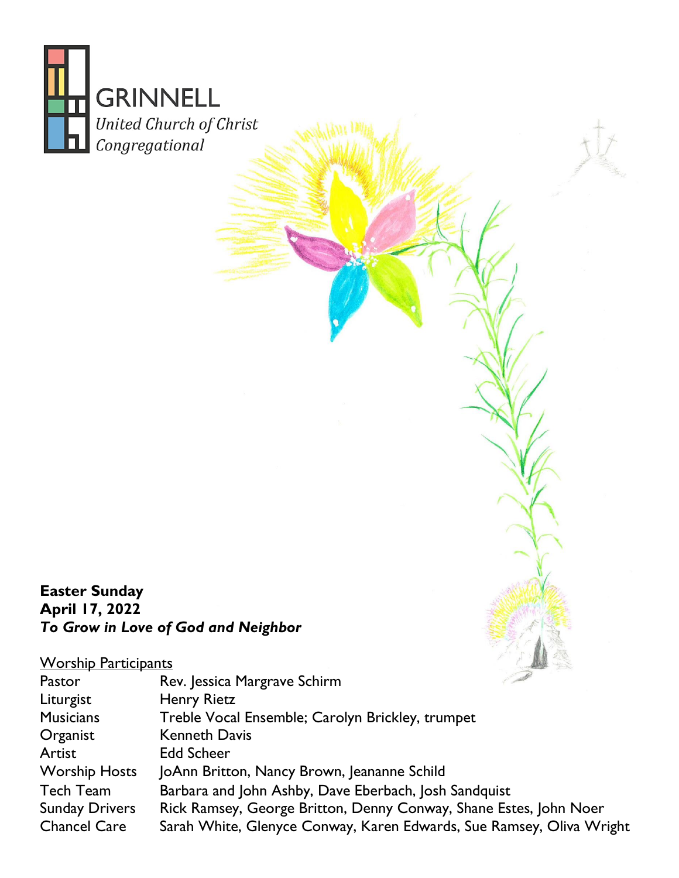GRINNELL
*United Church of Christ*
*Congregational*

**Easter Sunday**
**April 17, 2022**
***To Grow in Love of God and Neighbor***

Worship Participants

| | |
|---|---|
| Pastor | Rev. Jessica Margrave Schirm |
| Liturgist | Henry Rietz |
| Musicians | Treble Vocal Ensemble; Carolyn Brickley, trumpet |
| Organist | Kenneth Davis |
| Artist | Edd Scheer |
| Worship Hosts | JoAnn Britton, Nancy Brown, Jeananne Schild |
| Tech Team | Barbara and John Ashby, Dave Eberbach, Josh Sandquist |
| Sunday Drivers | Rick Ramsey, George Britton, Denny Conway, Shane Estes, John Noer |
| Chancel Care | Sarah White, Glenyce Conway, Karen Edwards, Sue Ramsey, Oliva Wright |